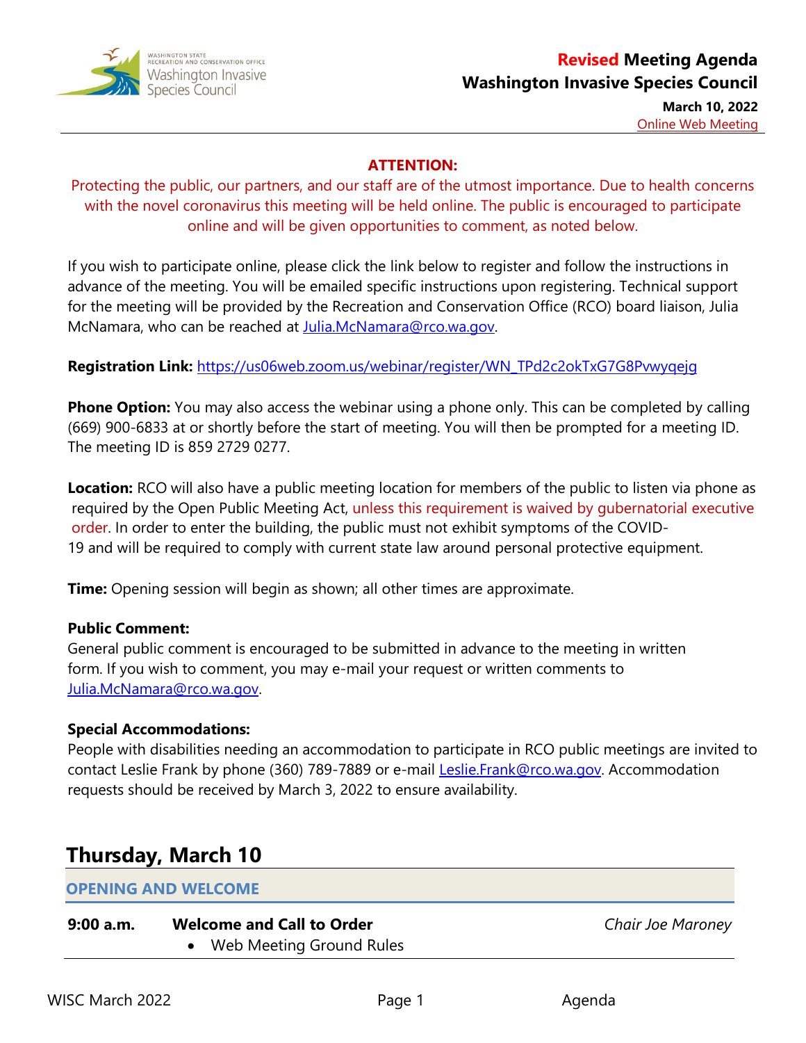**Revised Meeting Agenda**
**Washington Invasive Species Council**

**March 10, 2022**
Online Web Meeting

**ATTENTION:**

Protecting the public, our partners, and our staff are of the utmost importance. Due to health concerns with the novel coronavirus this meeting will be held online. The public is encouraged to participate online and will be given opportunities to comment, as noted below.

If you wish to participate online, please click the link below to register and follow the instructions in advance of the meeting. You will be emailed specific instructions upon registering. Technical support for the meeting will be provided by the Recreation and Conservation Office (RCO) board liaison, Julia McNamara, who can be reached at Julia.McNamara@rco.wa.gov.

**Registration Link:** https://us06web.zoom.us/webinar/register/WN_TPd2c2okTxG7G8Pvwyqejg

**Phone Option:** You may also access the webinar using a phone only. This can be completed by calling (669) 900-6833 at or shortly before the start of meeting. You will then be prompted for a meeting ID. The meeting ID is 859 2729 0277.

**Location:** RCO will also have a public meeting location for members of the public to listen via phone as required by the Open Public Meeting Act, unless this requirement is waived by gubernatorial executive order. In order to enter the building, the public must not exhibit symptoms of the COVID-19 and will be required to comply with current state law around personal protective equipment.

**Time:** Opening session will begin as shown; all other times are approximate.

**Public Comment:**
General public comment is encouraged to be submitted in advance to the meeting in written form. If you wish to comment, you may e-mail your request or written comments to Julia.McNamara@rco.wa.gov.

**Special Accommodations:**
People with disabilities needing an accommodation to participate in RCO public meetings are invited to contact Leslie Frank by phone (360) 789-7889 or e-mail Leslie.Frank@rco.wa.gov. Accommodation requests should be received by March 3, 2022 to ensure availability.

## Thursday, March 10

### OPENING AND WELCOME

**9:00 a.m.** **Welcome and Call to Order** — *Chair Joe Maroney*

- Web Meeting Ground Rules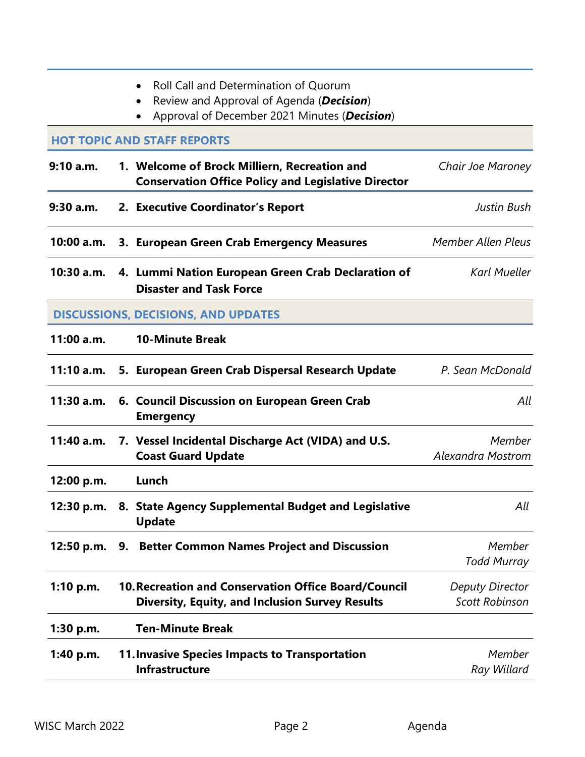- Roll Call and Determination of Quorum
- Review and Approval of Agenda (***Decision***)
- Approval of December 2021 Minutes (***Decision***)

## HOT TOPIC AND STAFF REPORTS

| Time | Item | Presenter |
|---|---|---|
| **9:10 a.m.** | **1. Welcome of Brock Milliern, Recreation and Conservation Office Policy and Legislative Director** | *Chair Joe Maroney* |
| **9:30 a.m.** | **2. Executive Coordinator's Report** | *Justin Bush* |
| **10:00 a.m.** | **3. European Green Crab Emergency Measures** | *Member Allen Pleus* |
| **10:30 a.m.** | **4. Lummi Nation European Green Crab Declaration of Disaster and Task Force** | *Karl Mueller* |

## DISCUSSIONS, DECISIONS, AND UPDATES

| Time | Item | Presenter |
|---|---|---|
| **11:00 a.m.** | **10-Minute Break** | |
| **11:10 a.m.** | **5. European Green Crab Dispersal Research Update** | *P. Sean McDonald* |
| **11:30 a.m.** | **6. Council Discussion on European Green Crab Emergency** | *All* |
| **11:40 a.m.** | **7. Vessel Incidental Discharge Act (VIDA) and U.S. Coast Guard Update** | *Member Alexandra Mostrom* |
| **12:00 p.m.** | **Lunch** | |
| **12:30 p.m.** | **8. State Agency Supplemental Budget and Legislative Update** | *All* |
| **12:50 p.m.** | **9. Better Common Names Project and Discussion** | *Member Todd Murray* |
| **1:10 p.m.** | **10. Recreation and Conservation Office Board/Council Diversity, Equity, and Inclusion Survey Results** | *Deputy Director Scott Robinson* |
| **1:30 p.m.** | **Ten-Minute Break** | |
| **1:40 p.m.** | **11. Invasive Species Impacts to Transportation Infrastructure** | *Member Ray Willard* |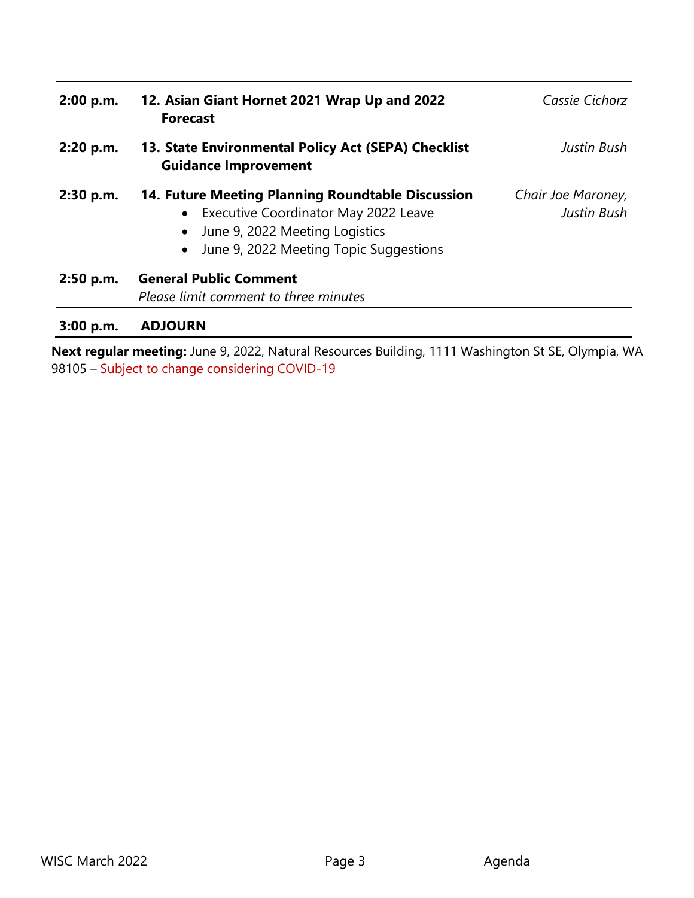| | | |
|---|---|---|
| **2:00 p.m.** | **12. Asian Giant Hornet 2021 Wrap Up and 2022 Forecast** | *Cassie Cichorz* |
| **2:20 p.m.** | **13. State Environmental Policy Act (SEPA) Checklist Guidance Improvement** | *Justin Bush* |
| **2:30 p.m.** | **14. Future Meeting Planning Roundtable Discussion**<br>• Executive Coordinator May 2022 Leave<br>• June 9, 2022 Meeting Logistics<br>• June 9, 2022 Meeting Topic Suggestions | *Chair Joe Maroney, Justin Bush* |
| **2:50 p.m.** | **General Public Comment**<br>*Please limit comment to three minutes* | |
| **3:00 p.m.** | **ADJOURN** | |

**Next regular meeting:** June 9, 2022, Natural Resources Building, 1111 Washington St SE, Olympia, WA 98105 – Subject to change considering COVID-19